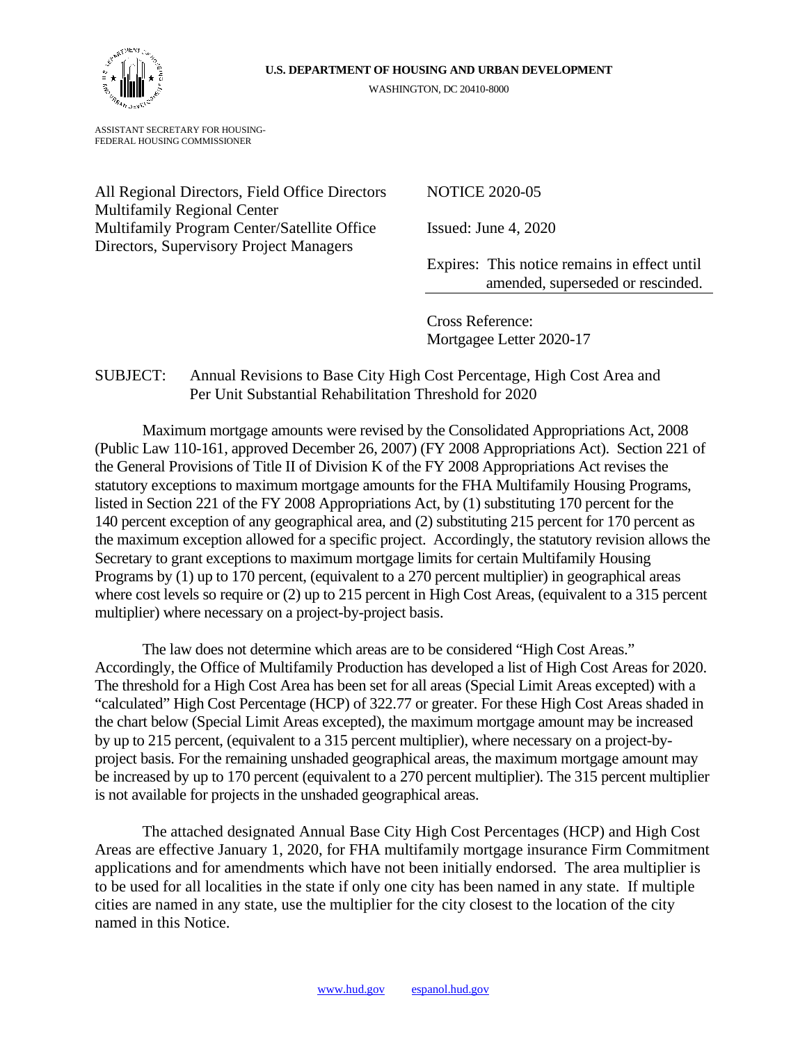**U.S. DEPARTMENT OF HOUSING AND URBAN DEVELOPMENT**

WASHINGTON, DC 20410-8000

ASSISTANT SECRETARY FOR HOUSING-
FEDERAL HOUSING COMMISSIONER

All Regional Directors, Field Office Directors
Multifamily Regional Center
Multifamily Program Center/Satellite Office
Directors, Supervisory Project Managers

NOTICE 2020-05

Issued: June 4, 2020

Expires: This notice remains in effect until amended, superseded or rescinded.

Cross Reference:
Mortgagee Letter 2020-17

SUBJECT: Annual Revisions to Base City High Cost Percentage, High Cost Area and Per Unit Substantial Rehabilitation Threshold for 2020

Maximum mortgage amounts were revised by the Consolidated Appropriations Act, 2008 (Public Law 110-161, approved December 26, 2007) (FY 2008 Appropriations Act). Section 221 of the General Provisions of Title II of Division K of the FY 2008 Appropriations Act revises the statutory exceptions to maximum mortgage amounts for the FHA Multifamily Housing Programs, listed in Section 221 of the FY 2008 Appropriations Act, by (1) substituting 170 percent for the 140 percent exception of any geographical area, and (2) substituting 215 percent for 170 percent as the maximum exception allowed for a specific project. Accordingly, the statutory revision allows the Secretary to grant exceptions to maximum mortgage limits for certain Multifamily Housing Programs by (1) up to 170 percent, (equivalent to a 270 percent multiplier) in geographical areas where cost levels so require or (2) up to 215 percent in High Cost Areas, (equivalent to a 315 percent multiplier) where necessary on a project-by-project basis.

The law does not determine which areas are to be considered "High Cost Areas." Accordingly, the Office of Multifamily Production has developed a list of High Cost Areas for 2020. The threshold for a High Cost Area has been set for all areas (Special Limit Areas excepted) with a "calculated" High Cost Percentage (HCP) of 322.77 or greater. For these High Cost Areas shaded in the chart below (Special Limit Areas excepted), the maximum mortgage amount may be increased by up to 215 percent, (equivalent to a 315 percent multiplier), where necessary on a project-by-project basis. For the remaining unshaded geographical areas, the maximum mortgage amount may be increased by up to 170 percent (equivalent to a 270 percent multiplier). The 315 percent multiplier is not available for projects in the unshaded geographical areas.

The attached designated Annual Base City High Cost Percentages (HCP) and High Cost Areas are effective January 1, 2020, for FHA multifamily mortgage insurance Firm Commitment applications and for amendments which have not been initially endorsed. The area multiplier is to be used for all localities in the state if only one city has been named in any state. If multiple cities are named in any state, use the multiplier for the city closest to the location of the city named in this Notice.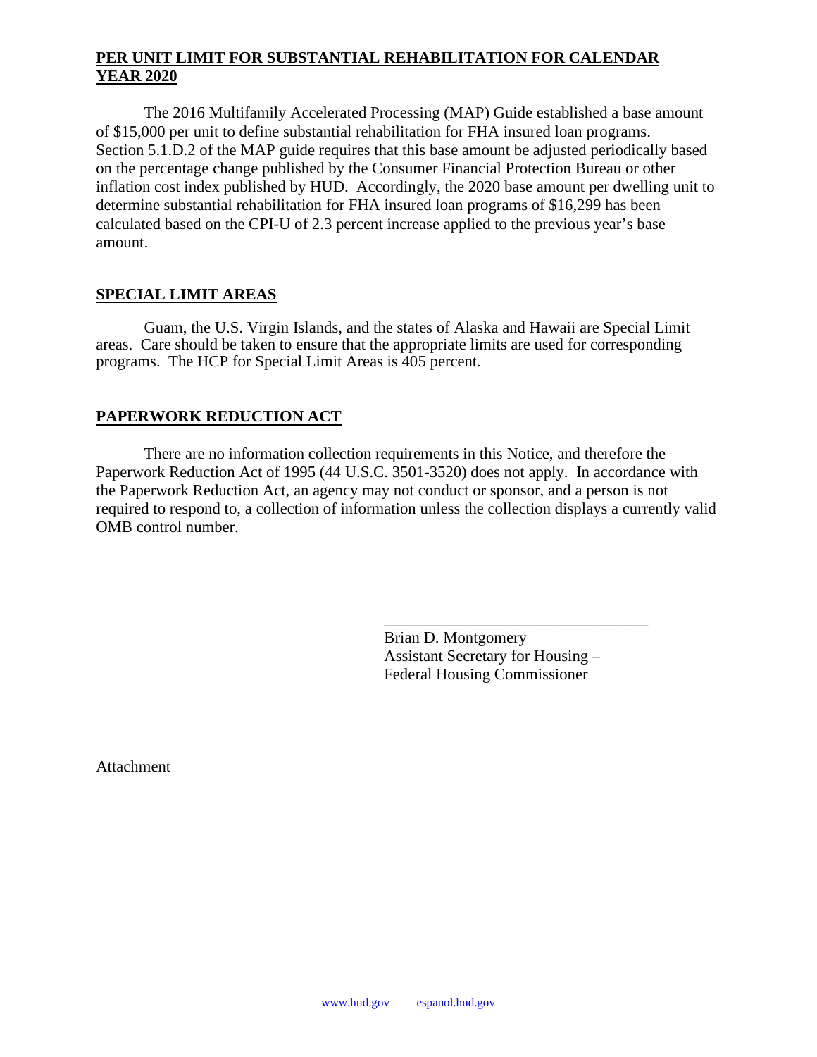## PER UNIT LIMIT FOR SUBSTANTIAL REHABILITATION FOR CALENDAR YEAR 2020

The 2016 Multifamily Accelerated Processing (MAP) Guide established a base amount of $15,000 per unit to define substantial rehabilitation for FHA insured loan programs. Section 5.1.D.2 of the MAP guide requires that this base amount be adjusted periodically based on the percentage change published by the Consumer Financial Protection Bureau or other inflation cost index published by HUD. Accordingly, the 2020 base amount per dwelling unit to determine substantial rehabilitation for FHA insured loan programs of $16,299 has been calculated based on the CPI-U of 2.3 percent increase applied to the previous year's base amount.

## SPECIAL LIMIT AREAS

Guam, the U.S. Virgin Islands, and the states of Alaska and Hawaii are Special Limit areas. Care should be taken to ensure that the appropriate limits are used for corresponding programs. The HCP for Special Limit Areas is 405 percent.

## PAPERWORK REDUCTION ACT

There are no information collection requirements in this Notice, and therefore the Paperwork Reduction Act of 1995 (44 U.S.C. 3501-3520) does not apply. In accordance with the Paperwork Reduction Act, an agency may not conduct or sponsor, and a person is not required to respond to, a collection of information unless the collection displays a currently valid OMB control number.

\_\_\_\_\_\_\_\_\_\_\_\_\_\_\_\_\_\_\_\_\_\_\_\_\_\_\_\_\_\_\_\_\_\_

Brian D. Montgomery
Assistant Secretary for Housing –
Federal Housing Commissioner

Attachment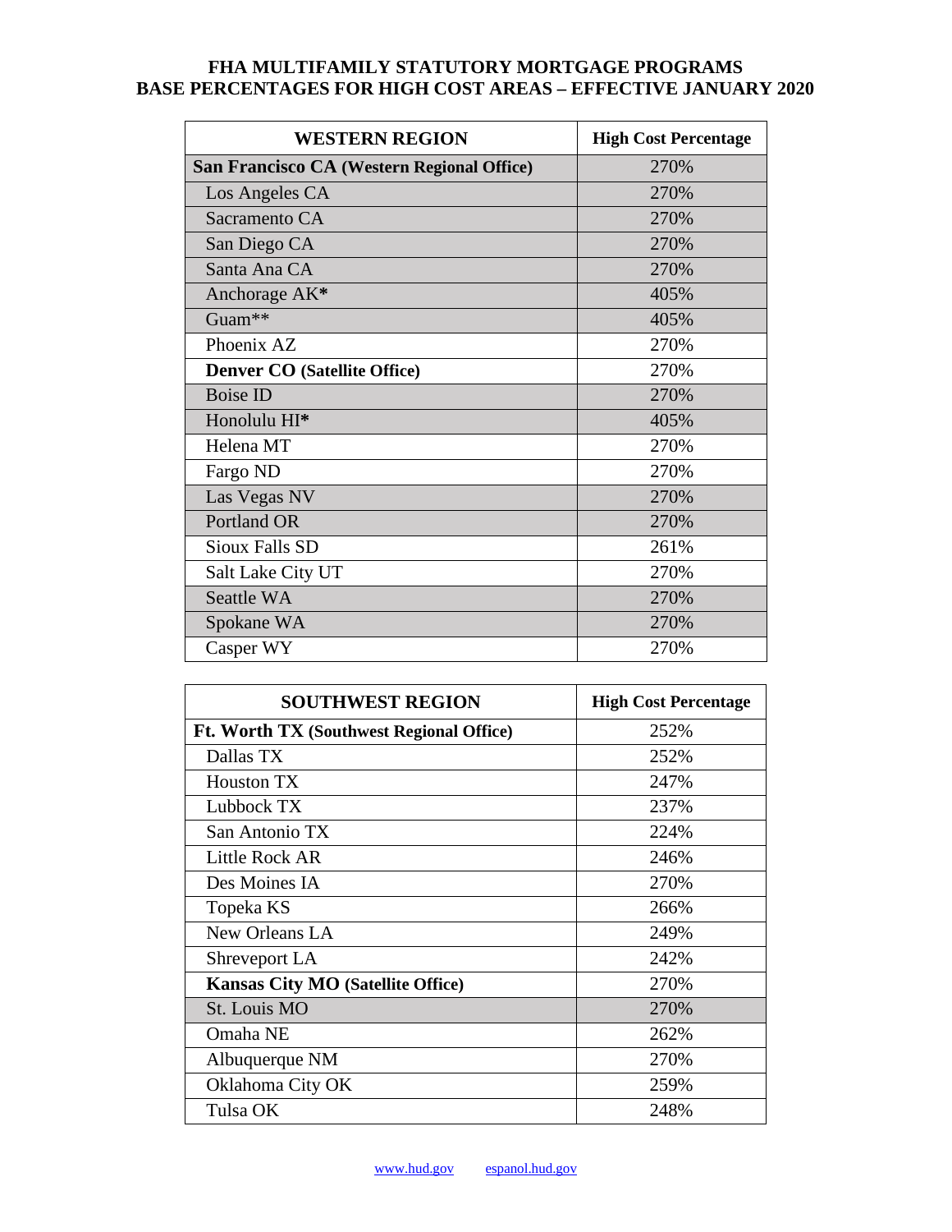**FHA MULTIFAMILY STATUTORY MORTGAGE PROGRAMS**
**BASE PERCENTAGES FOR HIGH COST AREAS – EFFECTIVE JANUARY 2020**

| WESTERN REGION | High Cost Percentage |
|---|---|
| **San Francisco CA (Western Regional Office)** | 270% |
| Los Angeles CA | 270% |
| Sacramento CA | 270% |
| San Diego CA | 270% |
| Santa Ana CA | 270% |
| Anchorage AK* | 405% |
| Guam** | 405% |
| Phoenix AZ | 270% |
| **Denver CO (Satellite Office)** | 270% |
| Boise ID | 270% |
| Honolulu HI* | 405% |
| Helena MT | 270% |
| Fargo ND | 270% |
| Las Vegas NV | 270% |
| Portland OR | 270% |
| Sioux Falls SD | 261% |
| Salt Lake City UT | 270% |
| Seattle WA | 270% |
| Spokane WA | 270% |
| Casper WY | 270% |

| SOUTHWEST REGION | High Cost Percentage |
|---|---|
| **Ft. Worth TX (Southwest Regional Office)** | 252% |
| Dallas TX | 252% |
| Houston TX | 247% |
| Lubbock TX | 237% |
| San Antonio TX | 224% |
| Little Rock AR | 246% |
| Des Moines IA | 270% |
| Topeka KS | 266% |
| New Orleans LA | 249% |
| Shreveport LA | 242% |
| **Kansas City MO (Satellite Office)** | 270% |
| St. Louis MO | 270% |
| Omaha NE | 262% |
| Albuquerque NM | 270% |
| Oklahoma City OK | 259% |
| Tulsa OK | 248% |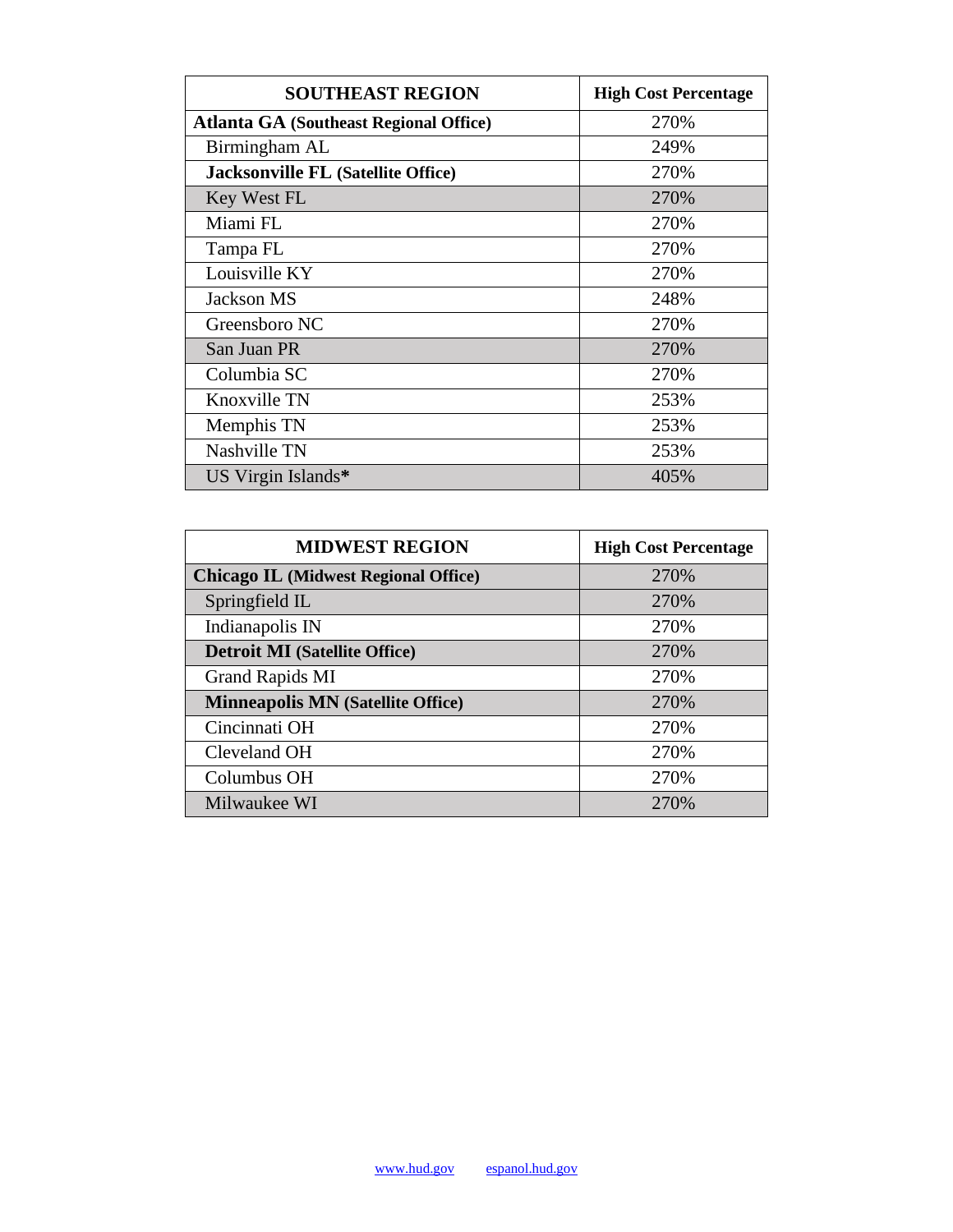| SOUTHEAST REGION | High Cost Percentage |
|---|---|
| **Atlanta GA (Southeast Regional Office)** | 270% |
| Birmingham AL | 249% |
| **Jacksonville FL (Satellite Office)** | 270% |
| Key West FL | 270% |
| Miami FL | 270% |
| Tampa FL | 270% |
| Louisville KY | 270% |
| Jackson MS | 248% |
| Greensboro NC | 270% |
| San Juan PR | 270% |
| Columbia SC | 270% |
| Knoxville TN | 253% |
| Memphis TN | 253% |
| Nashville TN | 253% |
| US Virgin Islands* | 405% |

| MIDWEST REGION | High Cost Percentage |
|---|---|
| **Chicago IL (Midwest Regional Office)** | 270% |
| Springfield IL | 270% |
| Indianapolis IN | 270% |
| **Detroit MI (Satellite Office)** | 270% |
| Grand Rapids MI | 270% |
| **Minneapolis MN (Satellite Office)** | 270% |
| Cincinnati OH | 270% |
| Cleveland OH | 270% |
| Columbus OH | 270% |
| Milwaukee WI | 270% |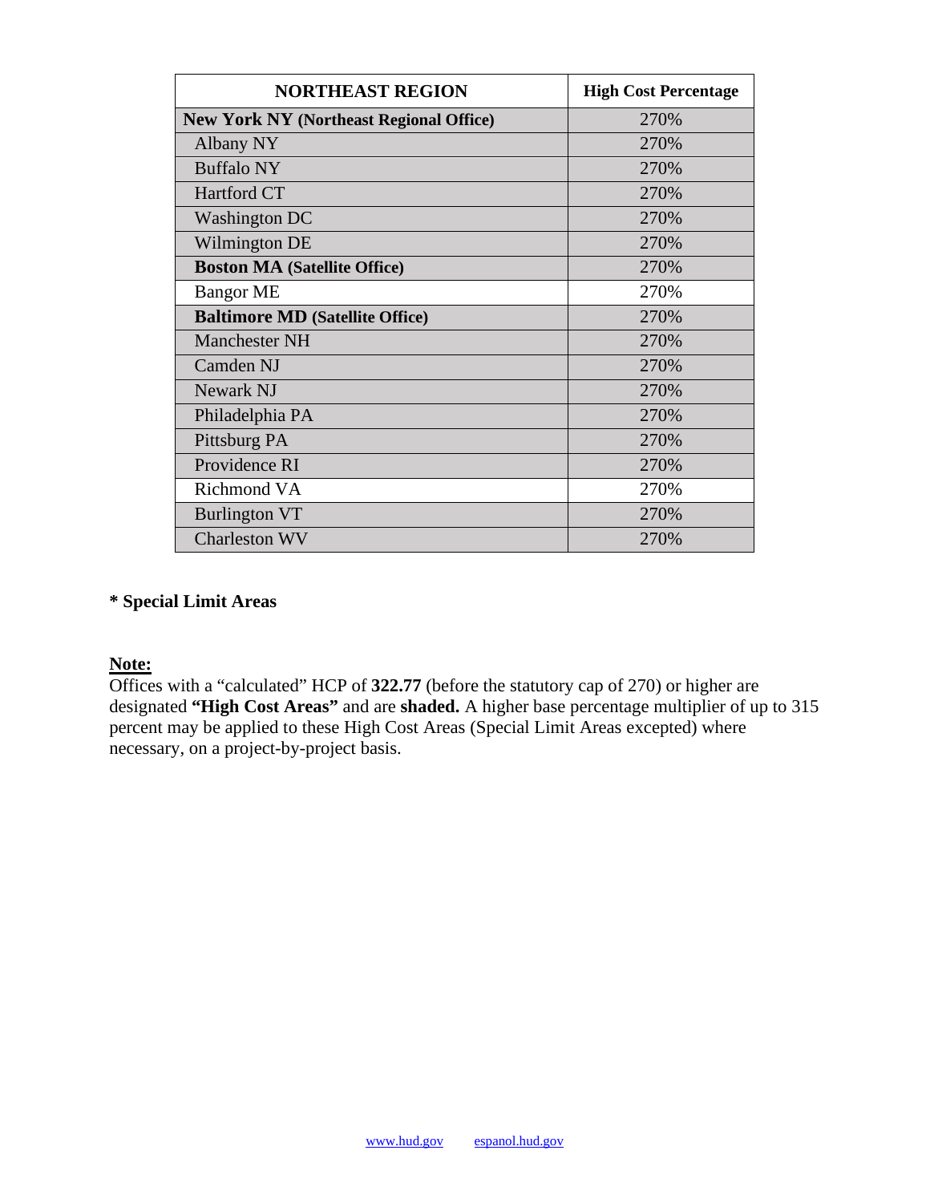| NORTHEAST REGION | High Cost Percentage |
|---|---|
| **New York NY (Northeast Regional Office)** | 270% |
| Albany NY | 270% |
| Buffalo NY | 270% |
| Hartford CT | 270% |
| Washington DC | 270% |
| Wilmington DE | 270% |
| **Boston MA (Satellite Office)** | 270% |
| Bangor ME | 270% |
| **Baltimore MD (Satellite Office)** | 270% |
| Manchester NH | 270% |
| Camden NJ | 270% |
| Newark NJ | 270% |
| Philadelphia PA | 270% |
| Pittsburg PA | 270% |
| Providence RI | 270% |
| Richmond VA | 270% |
| Burlington VT | 270% |
| Charleston WV | 270% |

**\* Special Limit Areas**

**Note:**
Offices with a "calculated" HCP of **322.77** (before the statutory cap of 270) or higher are designated **"High Cost Areas"** and are **shaded.** A higher base percentage multiplier of up to 315 percent may be applied to these High Cost Areas (Special Limit Areas excepted) where necessary, on a project-by-project basis.